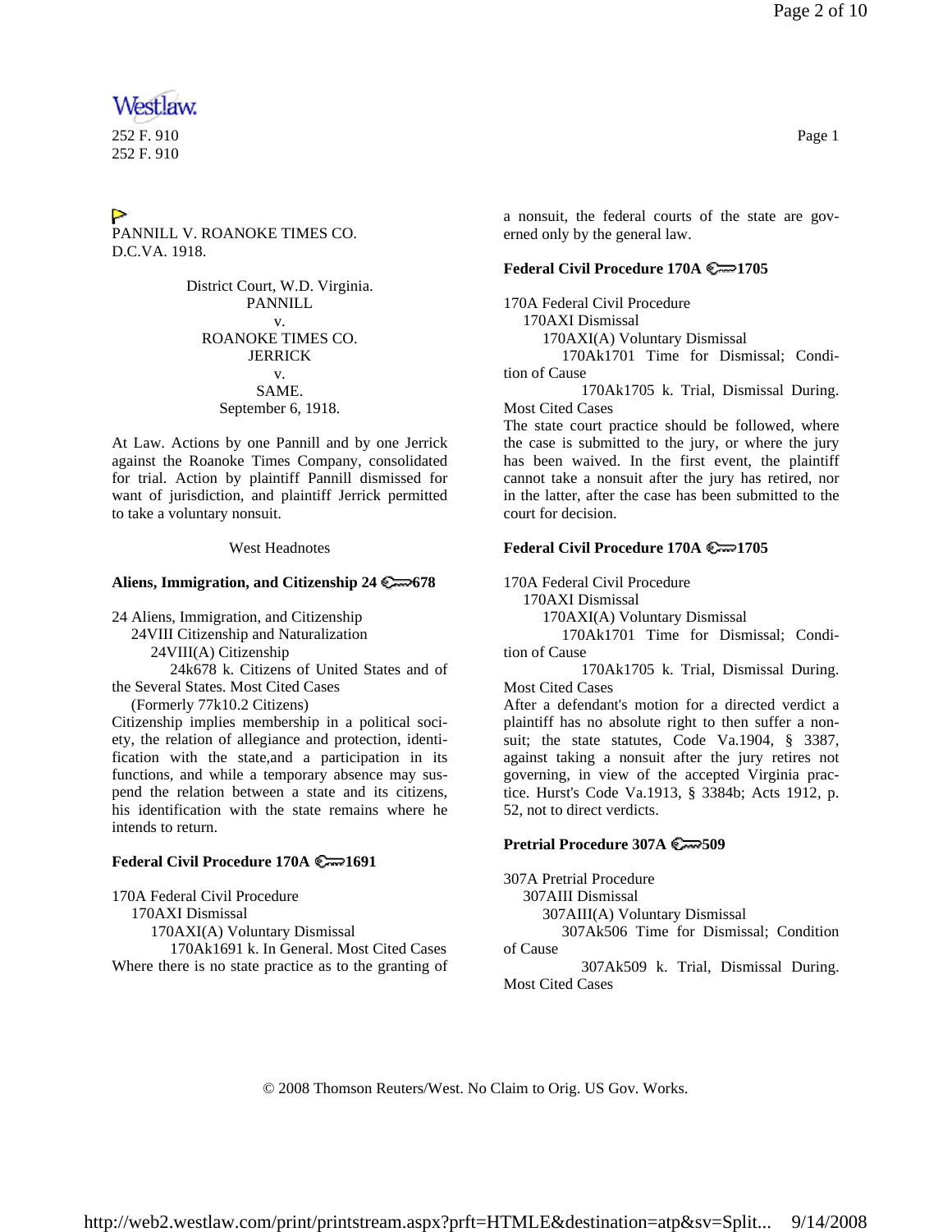252 F. 910
252 F. 910

PANNILL V. ROANOKE TIMES CO.
D.C.VA. 1918.

District Court, W.D. Virginia.
PANNILL
v.
ROANOKE TIMES CO.
JERRICK
v.
SAME.
September 6, 1918.

At Law. Actions by one Pannill and by one Jerrick against the Roanoke Times Company, consolidated for trial. Action by plaintiff Pannill dismissed for want of jurisdiction, and plaintiff Jerrick permitted to take a voluntary nonsuit.

West Headnotes

**Aliens, Immigration, and Citizenship 24 678**

24 Aliens, Immigration, and Citizenship
24VIII Citizenship and Naturalization
24VIII(A) Citizenship
24k678 k. Citizens of United States and of the Several States. Most Cited Cases
(Formerly 77k10.2 Citizens)
Citizenship implies membership in a political society, the relation of allegiance and protection, identification with the state,and a participation in its functions, and while a temporary absence may suspend the relation between a state and its citizens, his identification with the state remains where he intends to return.

**Federal Civil Procedure 170A 1691**

170A Federal Civil Procedure
170AXI Dismissal
170AXI(A) Voluntary Dismissal
170Ak1691 k. In General. Most Cited Cases
Where there is no state practice as to the granting of a nonsuit, the federal courts of the state are governed only by the general law.

**Federal Civil Procedure 170A 1705**

170A Federal Civil Procedure
170AXI Dismissal
170AXI(A) Voluntary Dismissal
170Ak1701 Time for Dismissal; Condition of Cause
170Ak1705 k. Trial, Dismissal During. Most Cited Cases
The state court practice should be followed, where the case is submitted to the jury, or where the jury has been waived. In the first event, the plaintiff cannot take a nonsuit after the jury has retired, nor in the latter, after the case has been submitted to the court for decision.

**Federal Civil Procedure 170A 1705**

170A Federal Civil Procedure
170AXI Dismissal
170AXI(A) Voluntary Dismissal
170Ak1701 Time for Dismissal; Condition of Cause
170Ak1705 k. Trial, Dismissal During. Most Cited Cases
After a defendant's motion for a directed verdict a plaintiff has no absolute right to then suffer a nonsuit; the state statutes, Code Va.1904, § 3387, against taking a nonsuit after the jury retires not governing, in view of the accepted Virginia practice. Hurst's Code Va.1913, § 3384b; Acts 1912, p. 52, not to direct verdicts.

**Pretrial Procedure 307A 509**

307A Pretrial Procedure
307AIII Dismissal
307AIII(A) Voluntary Dismissal
307Ak506 Time for Dismissal; Condition of Cause
307Ak509 k. Trial, Dismissal During. Most Cited Cases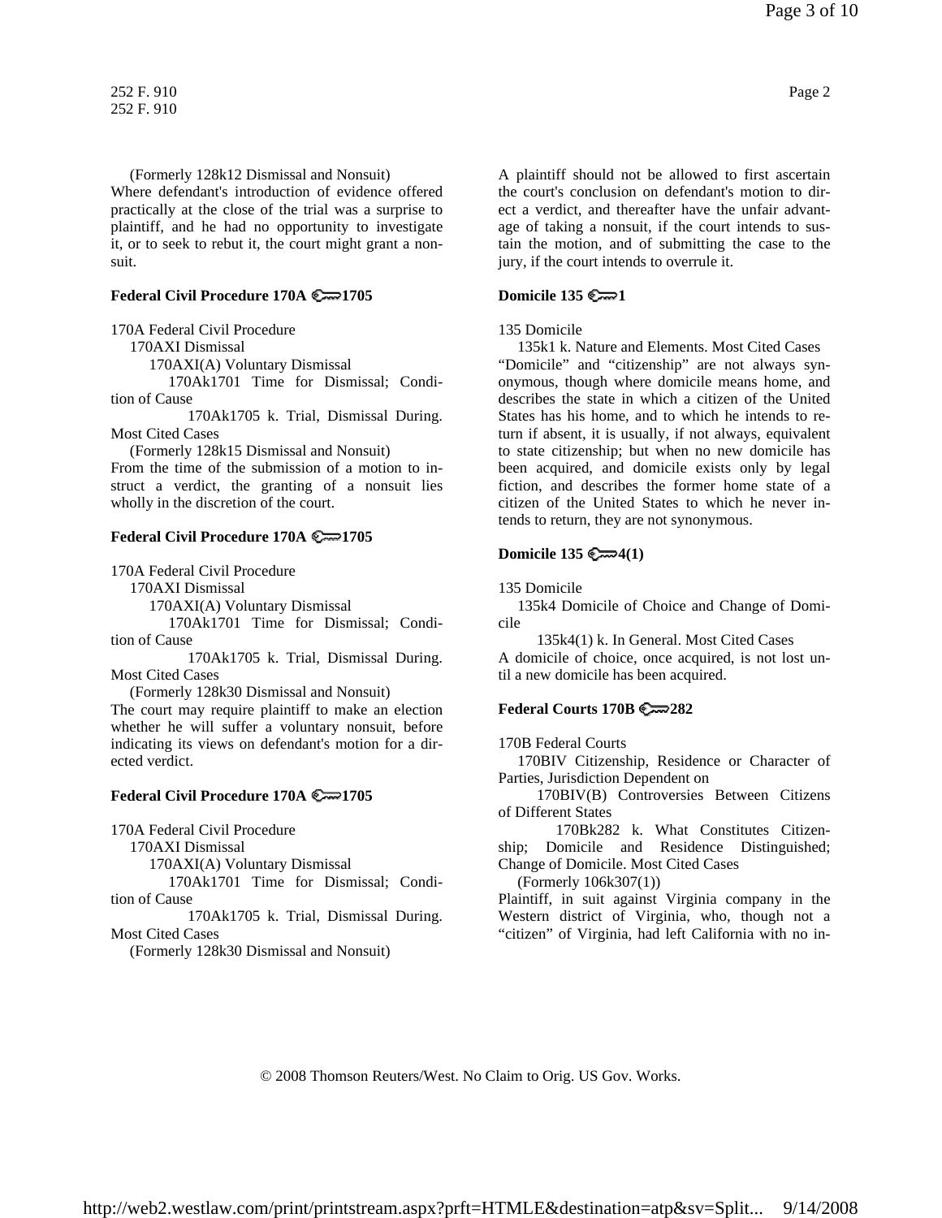(Formerly 128k12 Dismissal and Nonsuit)

Where defendant's introduction of evidence offered practically at the close of the trial was a surprise to plaintiff, and he had no opportunity to investigate it, or to seek to rebut it, the court might grant a nonsuit.

**Federal Civil Procedure 170A 1705**

170A Federal Civil Procedure
 170AXI Dismissal
  170AXI(A) Voluntary Dismissal
   170Ak1701 Time for Dismissal; Condition of Cause
    170Ak1705 k. Trial, Dismissal During. Most Cited Cases

(Formerly 128k15 Dismissal and Nonsuit)

From the time of the submission of a motion to instruct a verdict, the granting of a nonsuit lies wholly in the discretion of the court.

**Federal Civil Procedure 170A 1705**

170A Federal Civil Procedure
 170AXI Dismissal
  170AXI(A) Voluntary Dismissal
   170Ak1701 Time for Dismissal; Condition of Cause
    170Ak1705 k. Trial, Dismissal During. Most Cited Cases

(Formerly 128k30 Dismissal and Nonsuit)

The court may require plaintiff to make an election whether he will suffer a voluntary nonsuit, before indicating its views on defendant's motion for a directed verdict.

**Federal Civil Procedure 170A 1705**

170A Federal Civil Procedure
 170AXI Dismissal
  170AXI(A) Voluntary Dismissal
   170Ak1701 Time for Dismissal; Condition of Cause
    170Ak1705 k. Trial, Dismissal During. Most Cited Cases

(Formerly 128k30 Dismissal and Nonsuit)

A plaintiff should not be allowed to first ascertain the court's conclusion on defendant's motion to direct a verdict, and thereafter have the unfair advantage of taking a nonsuit, if the court intends to sustain the motion, and of submitting the case to the jury, if the court intends to overrule it.

**Domicile 135 1**

135 Domicile
 135k1 k. Nature and Elements. Most Cited Cases

"Domicile" and "citizenship" are not always synonymous, though where domicile means home, and describes the state in which a citizen of the United States has his home, and to which he intends to return if absent, it is usually, if not always, equivalent to state citizenship; but when no new domicile has been acquired, and domicile exists only by legal fiction, and describes the former home state of a citizen of the United States to which he never intends to return, they are not synonymous.

**Domicile 135 4(1)**

135 Domicile
 135k4 Domicile of Choice and Change of Domicile
  135k4(1) k. In General. Most Cited Cases

A domicile of choice, once acquired, is not lost until a new domicile has been acquired.

**Federal Courts 170B 282**

170B Federal Courts
 170BIV Citizenship, Residence or Character of Parties, Jurisdiction Dependent on
  170BIV(B) Controversies Between Citizens of Different States
   170Bk282 k. What Constitutes Citizenship; Domicile and Residence Distinguished; Change of Domicile. Most Cited Cases

(Formerly 106k307(1))

Plaintiff, in suit against Virginia company in the Western district of Virginia, who, though not a "citizen" of Virginia, had left California with no in-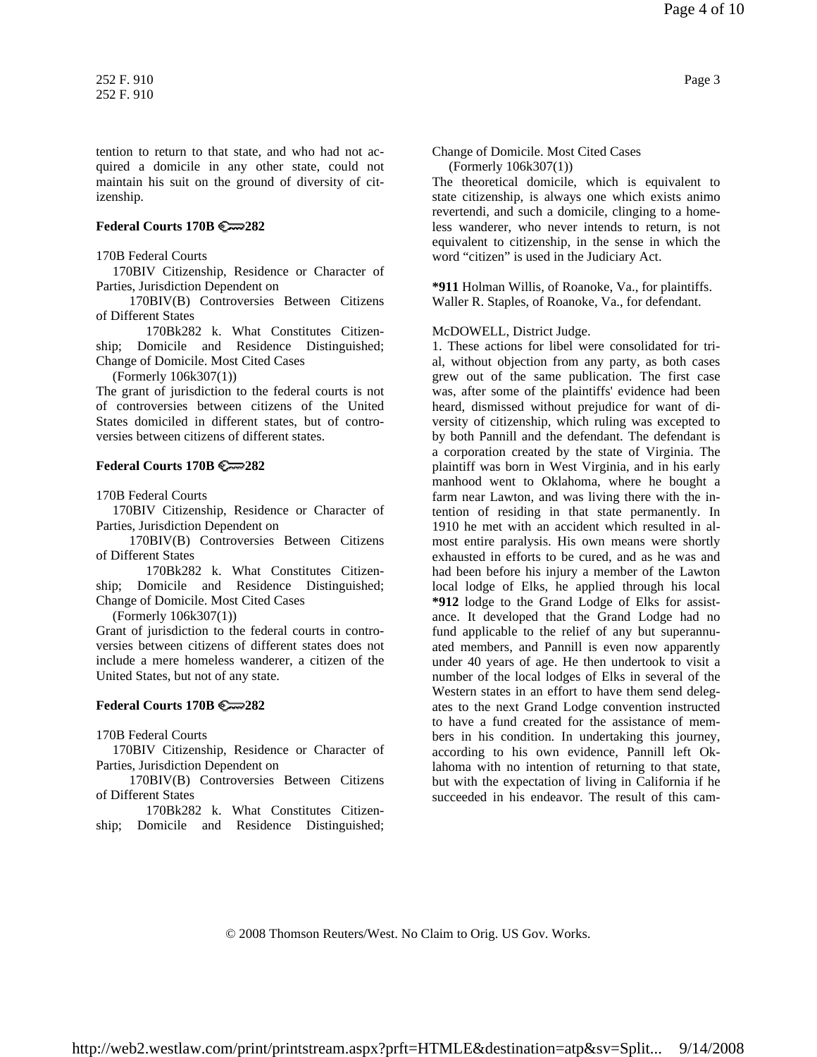tention to return to that state, and who had not acquired a domicile in any other state, could not maintain his suit on the ground of diversity of citizenship.

**Federal Courts 170B 282**

170B Federal Courts

170BIV Citizenship, Residence or Character of Parties, Jurisdiction Dependent on

170BIV(B) Controversies Between Citizens of Different States

170Bk282 k. What Constitutes Citizenship; Domicile and Residence Distinguished; Change of Domicile. Most Cited Cases

(Formerly 106k307(1))

The grant of jurisdiction to the federal courts is not of controversies between citizens of the United States domiciled in different states, but of controversies between citizens of different states.

**Federal Courts 170B 282**

170B Federal Courts

170BIV Citizenship, Residence or Character of Parties, Jurisdiction Dependent on

170BIV(B) Controversies Between Citizens of Different States

170Bk282 k. What Constitutes Citizenship; Domicile and Residence Distinguished; Change of Domicile. Most Cited Cases

(Formerly 106k307(1))

Grant of jurisdiction to the federal courts in controversies between citizens of different states does not include a mere homeless wanderer, a citizen of the United States, but not of any state.

**Federal Courts 170B 282**

170B Federal Courts

170BIV Citizenship, Residence or Character of Parties, Jurisdiction Dependent on

170BIV(B) Controversies Between Citizens of Different States

170Bk282 k. What Constitutes Citizenship; Domicile and Residence Distinguished; Change of Domicile. Most Cited Cases

(Formerly 106k307(1))

The theoretical domicile, which is equivalent to state citizenship, is always one which exists animo revertendi, and such a domicile, clinging to a homeless wanderer, who never intends to return, is not equivalent to citizenship, in the sense in which the word "citizen" is used in the Judiciary Act.

**\*911** Holman Willis, of Roanoke, Va., for plaintiffs.
Waller R. Staples, of Roanoke, Va., for defendant.

McDOWELL, District Judge.

1. These actions for libel were consolidated for trial, without objection from any party, as both cases grew out of the same publication. The first case was, after some of the plaintiffs' evidence had been heard, dismissed without prejudice for want of diversity of citizenship, which ruling was excepted to by both Pannill and the defendant. The defendant is a corporation created by the state of Virginia. The plaintiff was born in West Virginia, and in his early manhood went to Oklahoma, where he bought a farm near Lawton, and was living there with the intention of residing in that state permanently. In 1910 he met with an accident which resulted in almost entire paralysis. His own means were shortly exhausted in efforts to be cured, and as he was and had been before his injury a member of the Lawton local lodge of Elks, he applied through his local **\*912** lodge to the Grand Lodge of Elks for assistance. It developed that the Grand Lodge had no fund applicable to the relief of any but superannuated members, and Pannill is even now apparently under 40 years of age. He then undertook to visit a number of the local lodges of Elks in several of the Western states in an effort to have them send delegates to the next Grand Lodge convention instructed to have a fund created for the assistance of members in his condition. In undertaking this journey, according to his own evidence, Pannill left Oklahoma with no intention of returning to that state, but with the expectation of living in California if he succeeded in his endeavor. The result of this cam-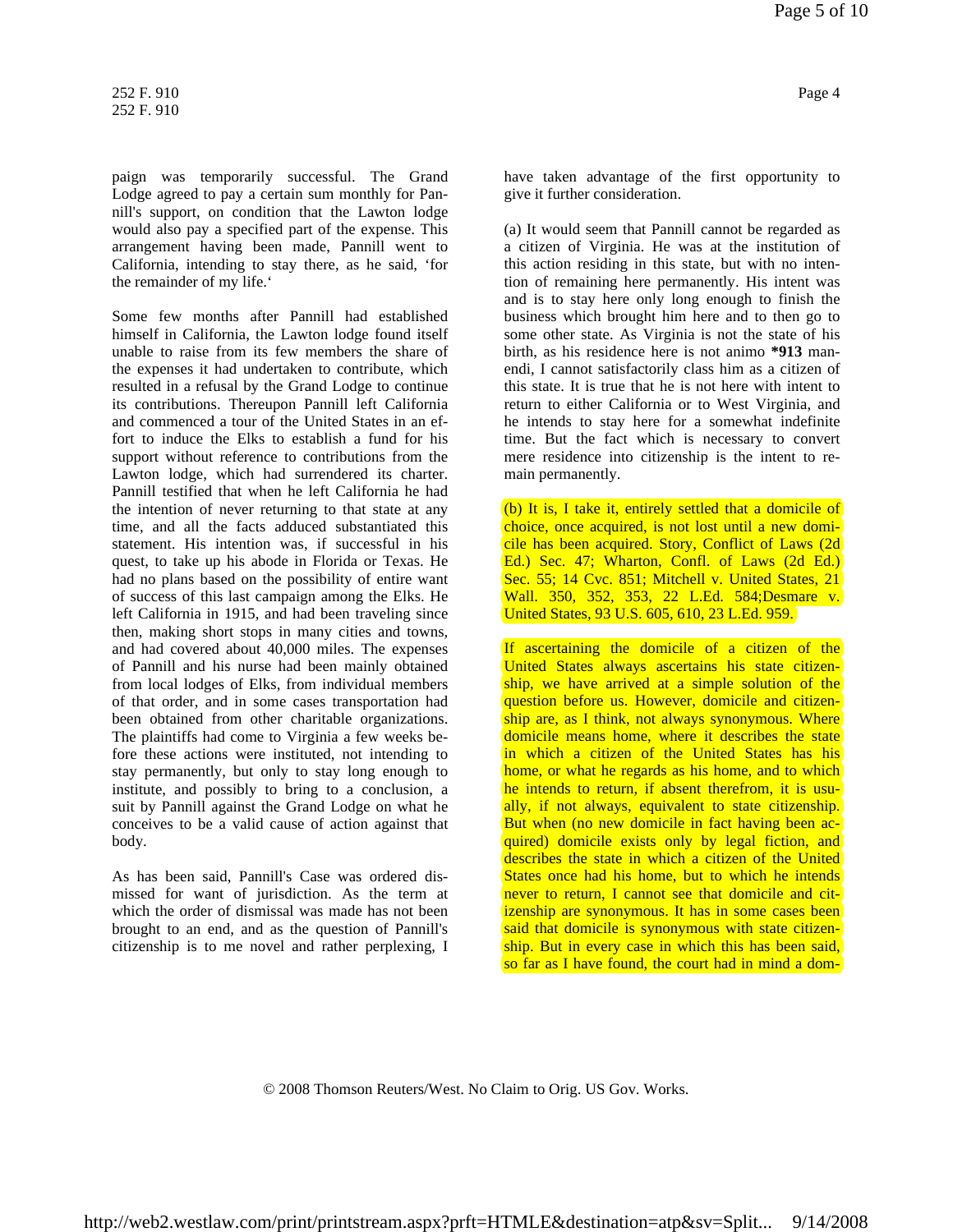paign was temporarily successful. The Grand Lodge agreed to pay a certain sum monthly for Pannill's support, on condition that the Lawton lodge would also pay a specified part of the expense. This arrangement having been made, Pannill went to California, intending to stay there, as he said, 'for the remainder of my life.'

Some few months after Pannill had established himself in California, the Lawton lodge found itself unable to raise from its few members the share of the expenses it had undertaken to contribute, which resulted in a refusal by the Grand Lodge to continue its contributions. Thereupon Pannill left California and commenced a tour of the United States in an effort to induce the Elks to establish a fund for his support without reference to contributions from the Lawton lodge, which had surrendered its charter. Pannill testified that when he left California he had the intention of never returning to that state at any time, and all the facts adduced substantiated this statement. His intention was, if successful in his quest, to take up his abode in Florida or Texas. He had no plans based on the possibility of entire want of success of this last campaign among the Elks. He left California in 1915, and had been traveling since then, making short stops in many cities and towns, and had covered about 40,000 miles. The expenses of Pannill and his nurse had been mainly obtained from local lodges of Elks, from individual members of that order, and in some cases transportation had been obtained from other charitable organizations. The plaintiffs had come to Virginia a few weeks before these actions were instituted, not intending to stay permanently, but only to stay long enough to institute, and possibly to bring to a conclusion, a suit by Pannill against the Grand Lodge on what he conceives to be a valid cause of action against that body.

As has been said, Pannill's Case was ordered dismissed for want of jurisdiction. As the term at which the order of dismissal was made has not been brought to an end, and as the question of Pannill's citizenship is to me novel and rather perplexing, I have taken advantage of the first opportunity to give it further consideration.

(a) It would seem that Pannill cannot be regarded as a citizen of Virginia. He was at the institution of this action residing in this state, but with no intention of remaining here permanently. His intent was and is to stay here only long enough to finish the business which brought him here and to then go to some other state. As Virginia is not the state of his birth, as his residence here is not animo **\*913** manendi, I cannot satisfactorily class him as a citizen of this state. It is true that he is not here with intent to return to either California or to West Virginia, and he intends to stay here for a somewhat indefinite time. But the fact which is necessary to convert mere residence into citizenship is the intent to remain permanently.

(b) It is, I take it, entirely settled that a domicile of choice, once acquired, is not lost until a new domicile has been acquired. Story, Conflict of Laws (2d Ed.) Sec. 47; Wharton, Confl. of Laws (2d Ed.) Sec. 55; 14 Cvc. 851; Mitchell v. United States, 21 Wall. 350, 352, 353, 22 L.Ed. 584;Desmare v. United States, 93 U.S. 605, 610, 23 L.Ed. 959.

If ascertaining the domicile of a citizen of the United States always ascertains his state citizenship, we have arrived at a simple solution of the question before us. However, domicile and citizenship are, as I think, not always synonymous. Where domicile means home, where it describes the state in which a citizen of the United States has his home, or what he regards as his home, and to which he intends to return, if absent therefrom, it is usually, if not always, equivalent to state citizenship. But when (no new domicile in fact having been acquired) domicile exists only by legal fiction, and describes the state in which a citizen of the United States once had his home, but to which he intends never to return, I cannot see that domicile and citizenship are synonymous. It has in some cases been said that domicile is synonymous with state citizenship. But in every case in which this has been said, so far as I have found, the court had in mind a dom-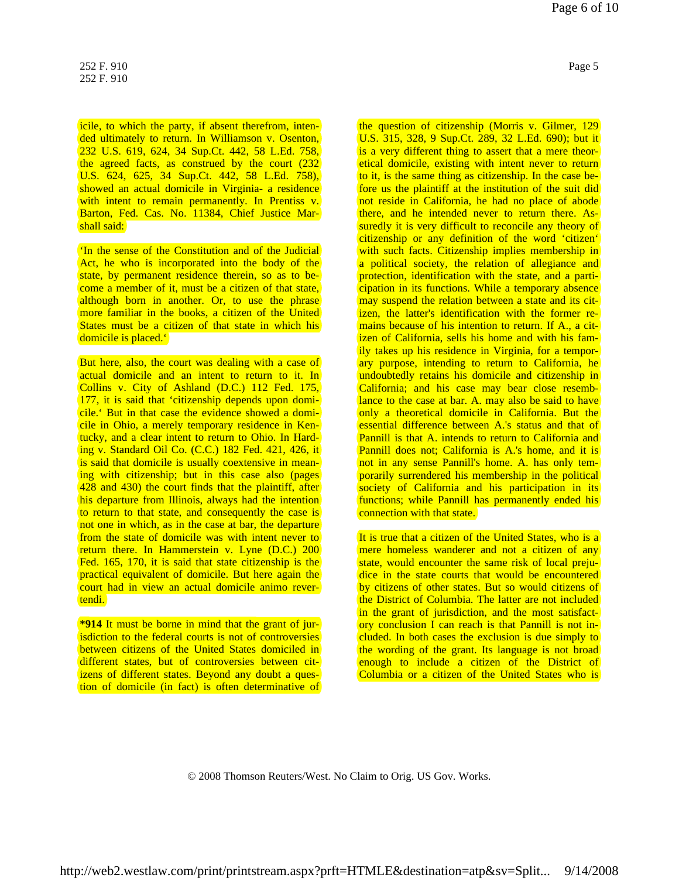icile, to which the party, if absent therefrom, intended ultimately to return. In Williamson v. Osenton, 232 U.S. 619, 624, 34 Sup.Ct. 442, 58 L.Ed. 758, the agreed facts, as construed by the court (232 U.S. 624, 625, 34 Sup.Ct. 442, 58 L.Ed. 758), showed an actual domicile in Virginia- a residence with intent to remain permanently. In Prentiss v. Barton, Fed. Cas. No. 11384, Chief Justice Marshall said:

'In the sense of the Constitution and of the Judicial Act, he who is incorporated into the body of the state, by permanent residence therein, so as to become a member of it, must be a citizen of that state, although born in another. Or, to use the phrase more familiar in the books, a citizen of the United States must be a citizen of that state in which his domicile is placed.'

But here, also, the court was dealing with a case of actual domicile and an intent to return to it. In Collins v. City of Ashland (D.C.) 112 Fed. 175, 177, it is said that 'citizenship depends upon domicile.' But in that case the evidence showed a domicile in Ohio, a merely temporary residence in Kentucky, and a clear intent to return to Ohio. In Harding v. Standard Oil Co. (C.C.) 182 Fed. 421, 426, it is said that domicile is usually coextensive in meaning with citizenship; but in this case also (pages 428 and 430) the court finds that the plaintiff, after his departure from Illinois, always had the intention to return to that state, and consequently the case is not one in which, as in the case at bar, the departure from the state of domicile was with intent never to return there. In Hammerstein v. Lyne (D.C.) 200 Fed. 165, 170, it is said that state citizenship is the practical equivalent of domicile. But here again the court had in view an actual domicile animo revertendi.

**\*914** It must be borne in mind that the grant of jurisdiction to the federal courts is not of controversies between citizens of the United States domiciled in different states, but of controversies between citizens of different states. Beyond any doubt a question of domicile (in fact) is often determinative of the question of citizenship (Morris v. Gilmer, 129 U.S. 315, 328, 9 Sup.Ct. 289, 32 L.Ed. 690); but it is a very different thing to assert that a mere theoretical domicile, existing with intent never to return to it, is the same thing as citizenship. In the case before us the plaintiff at the institution of the suit did not reside in California, he had no place of abode there, and he intended never to return there. Assuredly it is very difficult to reconcile any theory of citizenship or any definition of the word 'citizen' with such facts. Citizenship implies membership in a political society, the relation of allegiance and protection, identification with the state, and a participation in its functions. While a temporary absence may suspend the relation between a state and its citizen, the latter's identification with the former remains because of his intention to return. If A., a citizen of California, sells his home and with his family takes up his residence in Virginia, for a temporary purpose, intending to return to California, he undoubtedly retains his domicile and citizenship in California; and his case may bear close resemblance to the case at bar. A. may also be said to have only a theoretical domicile in California. But the essential difference between A.'s status and that of Pannill is that A. intends to return to California and Pannill does not; California is A.'s home, and it is not in any sense Pannill's home. A. has only temporarily surrendered his membership in the political society of California and his participation in its functions; while Pannill has permanently ended his connection with that state.

It is true that a citizen of the United States, who is a mere homeless wanderer and not a citizen of any state, would encounter the same risk of local prejudice in the state courts that would be encountered by citizens of other states. But so would citizens of the District of Columbia. The latter are not included in the grant of jurisdiction, and the most satisfactory conclusion I can reach is that Pannill is not included. In both cases the exclusion is due simply to the wording of the grant. Its language is not broad enough to include a citizen of the District of Columbia or a citizen of the United States who is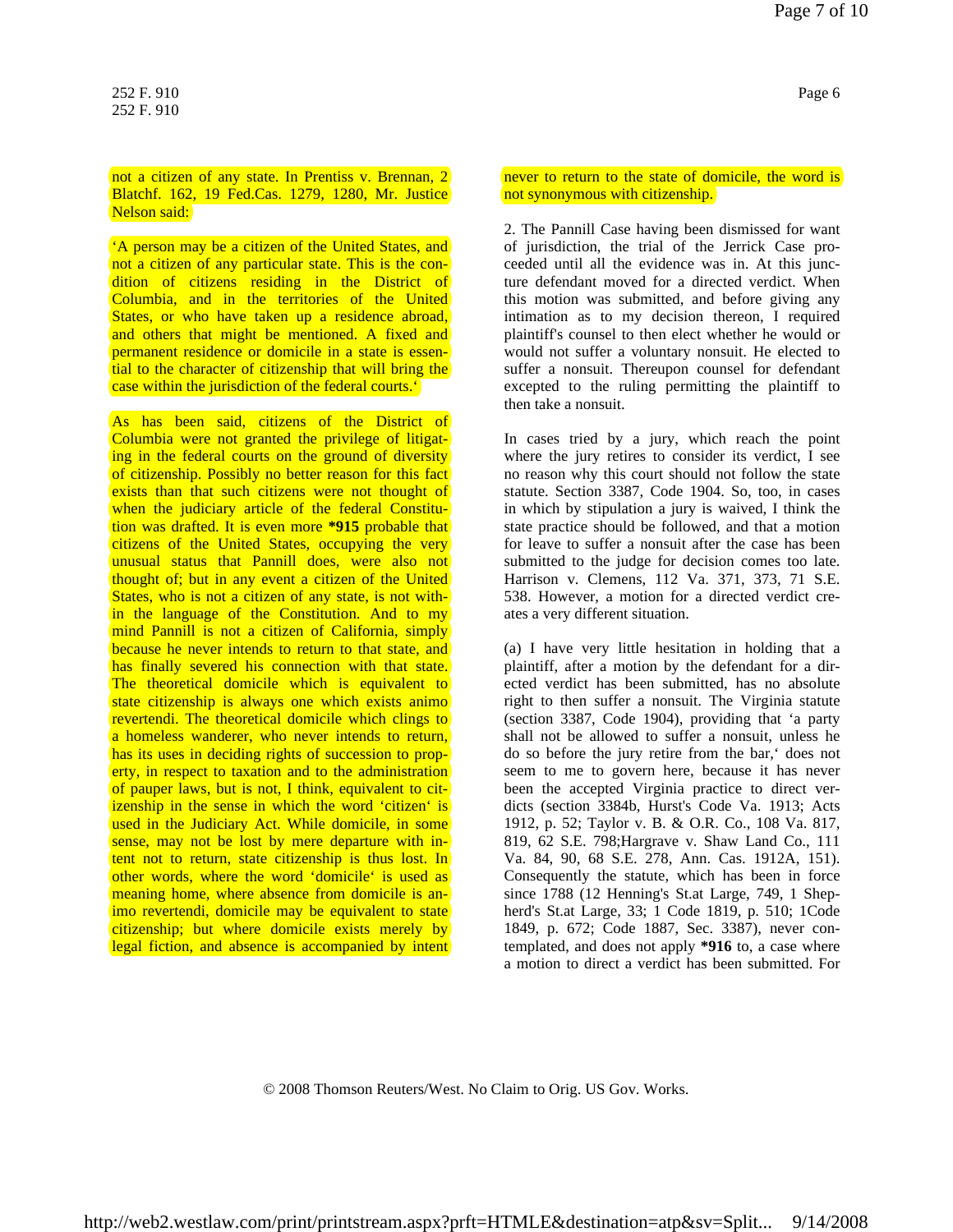not a citizen of any state. In Prentiss v. Brennan, 2 Blatchf. 162, 19 Fed.Cas. 1279, 1280, Mr. Justice Nelson said:

'A person may be a citizen of the United States, and not a citizen of any particular state. This is the condition of citizens residing in the District of Columbia, and in the territories of the United States, or who have taken up a residence abroad, and others that might be mentioned. A fixed and permanent residence or domicile in a state is essential to the character of citizenship that will bring the case within the jurisdiction of the federal courts.'

As has been said, citizens of the District of Columbia were not granted the privilege of litigating in the federal courts on the ground of diversity of citizenship. Possibly no better reason for this fact exists than that such citizens were not thought of when the judiciary article of the federal Constitution was drafted. It is even more **\*915** probable that citizens of the United States, occupying the very unusual status that Pannill does, were also not thought of; but in any event a citizen of the United States, who is not a citizen of any state, is not within the language of the Constitution. And to my mind Pannill is not a citizen of California, simply because he never intends to return to that state, and has finally severed his connection with that state. The theoretical domicile which is equivalent to state citizenship is always one which exists animo revertendi. The theoretical domicile which clings to a homeless wanderer, who never intends to return, has its uses in deciding rights of succession to property, in respect to taxation and to the administration of pauper laws, but is not, I think, equivalent to citizenship in the sense in which the word 'citizen' is used in the Judiciary Act. While domicile, in some sense, may not be lost by mere departure with intent not to return, state citizenship is thus lost. In other words, where the word 'domicile' is used as meaning home, where absence from domicile is animo revertendi, domicile may be equivalent to state citizenship; but where domicile exists merely by legal fiction, and absence is accompanied by intent never to return to the state of domicile, the word is not synonymous with citizenship.

2. The Pannill Case having been dismissed for want of jurisdiction, the trial of the Jerrick Case proceeded until all the evidence was in. At this juncture defendant moved for a directed verdict. When this motion was submitted, and before giving any intimation as to my decision thereon, I required plaintiff's counsel to then elect whether he would or would not suffer a voluntary nonsuit. He elected to suffer a nonsuit. Thereupon counsel for defendant excepted to the ruling permitting the plaintiff to then take a nonsuit.

In cases tried by a jury, which reach the point where the jury retires to consider its verdict, I see no reason why this court should not follow the state statute. Section 3387, Code 1904. So, too, in cases in which by stipulation a jury is waived, I think the state practice should be followed, and that a motion for leave to suffer a nonsuit after the case has been submitted to the judge for decision comes too late. Harrison v. Clemens, 112 Va. 371, 373, 71 S.E. 538. However, a motion for a directed verdict creates a very different situation.

(a) I have very little hesitation in holding that a plaintiff, after a motion by the defendant for a directed verdict has been submitted, has no absolute right to then suffer a nonsuit. The Virginia statute (section 3387, Code 1904), providing that 'a party shall not be allowed to suffer a nonsuit, unless he do so before the jury retire from the bar,' does not seem to me to govern here, because it has never been the accepted Virginia practice to direct verdicts (section 3384b, Hurst's Code Va. 1913; Acts 1912, p. 52; Taylor v. B. & O.R. Co., 108 Va. 817, 819, 62 S.E. 798;Hargrave v. Shaw Land Co., 111 Va. 84, 90, 68 S.E. 278, Ann. Cas. 1912A, 151). Consequently the statute, which has been in force since 1788 (12 Henning's St.at Large, 749, 1 Shepherd's St.at Large, 33; 1 Code 1819, p. 510; 1Code 1849, p. 672; Code 1887, Sec. 3387), never contemplated, and does not apply **\*916** to, a case where a motion to direct a verdict has been submitted. For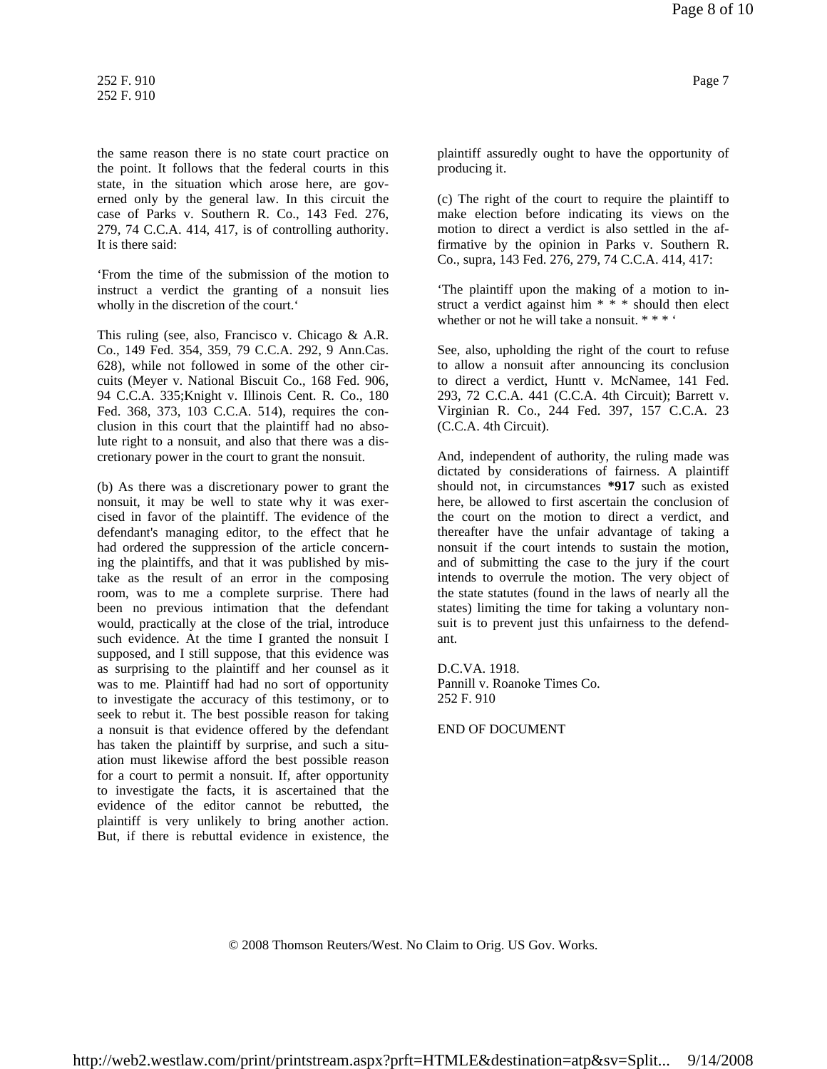the same reason there is no state court practice on the point. It follows that the federal courts in this state, in the situation which arose here, are governed only by the general law. In this circuit the case of Parks v. Southern R. Co., 143 Fed. 276, 279, 74 C.C.A. 414, 417, is of controlling authority. It is there said:

'From the time of the submission of the motion to instruct a verdict the granting of a nonsuit lies wholly in the discretion of the court.'

This ruling (see, also, Francisco v. Chicago & A.R. Co., 149 Fed. 354, 359, 79 C.C.A. 292, 9 Ann.Cas. 628), while not followed in some of the other circuits (Meyer v. National Biscuit Co., 168 Fed. 906, 94 C.C.A. 335;Knight v. Illinois Cent. R. Co., 180 Fed. 368, 373, 103 C.C.A. 514), requires the conclusion in this court that the plaintiff had no absolute right to a nonsuit, and also that there was a discretionary power in the court to grant the nonsuit.

(b) As there was a discretionary power to grant the nonsuit, it may be well to state why it was exercised in favor of the plaintiff. The evidence of the defendant's managing editor, to the effect that he had ordered the suppression of the article concerning the plaintiffs, and that it was published by mistake as the result of an error in the composing room, was to me a complete surprise. There had been no previous intimation that the defendant would, practically at the close of the trial, introduce such evidence. At the time I granted the nonsuit I supposed, and I still suppose, that this evidence was as surprising to the plaintiff and her counsel as it was to me. Plaintiff had had no sort of opportunity to investigate the accuracy of this testimony, or to seek to rebut it. The best possible reason for taking a nonsuit is that evidence offered by the defendant has taken the plaintiff by surprise, and such a situation must likewise afford the best possible reason for a court to permit a nonsuit. If, after opportunity to investigate the facts, it is ascertained that the evidence of the editor cannot be rebutted, the plaintiff is very unlikely to bring another action. But, if there is rebuttal evidence in existence, the plaintiff assuredly ought to have the opportunity of producing it.

(c) The right of the court to require the plaintiff to make election before indicating its views on the motion to direct a verdict is also settled in the affirmative by the opinion in Parks v. Southern R. Co., supra, 143 Fed. 276, 279, 74 C.C.A. 414, 417:

'The plaintiff upon the making of a motion to instruct a verdict against him * * * should then elect whether or not he will take a nonsuit. * * * '

See, also, upholding the right of the court to refuse to allow a nonsuit after announcing its conclusion to direct a verdict, Huntt v. McNamee, 141 Fed. 293, 72 C.C.A. 441 (C.C.A. 4th Circuit); Barrett v. Virginian R. Co., 244 Fed. 397, 157 C.C.A. 23 (C.C.A. 4th Circuit).

And, independent of authority, the ruling made was dictated by considerations of fairness. A plaintiff should not, in circumstances **\*917** such as existed here, be allowed to first ascertain the conclusion of the court on the motion to direct a verdict, and thereafter have the unfair advantage of taking a nonsuit if the court intends to sustain the motion, and of submitting the case to the jury if the court intends to overrule the motion. The very object of the state statutes (found in the laws of nearly all the states) limiting the time for taking a voluntary nonsuit is to prevent just this unfairness to the defendant.

D.C.VA. 1918.
Pannill v. Roanoke Times Co.
252 F. 910

END OF DOCUMENT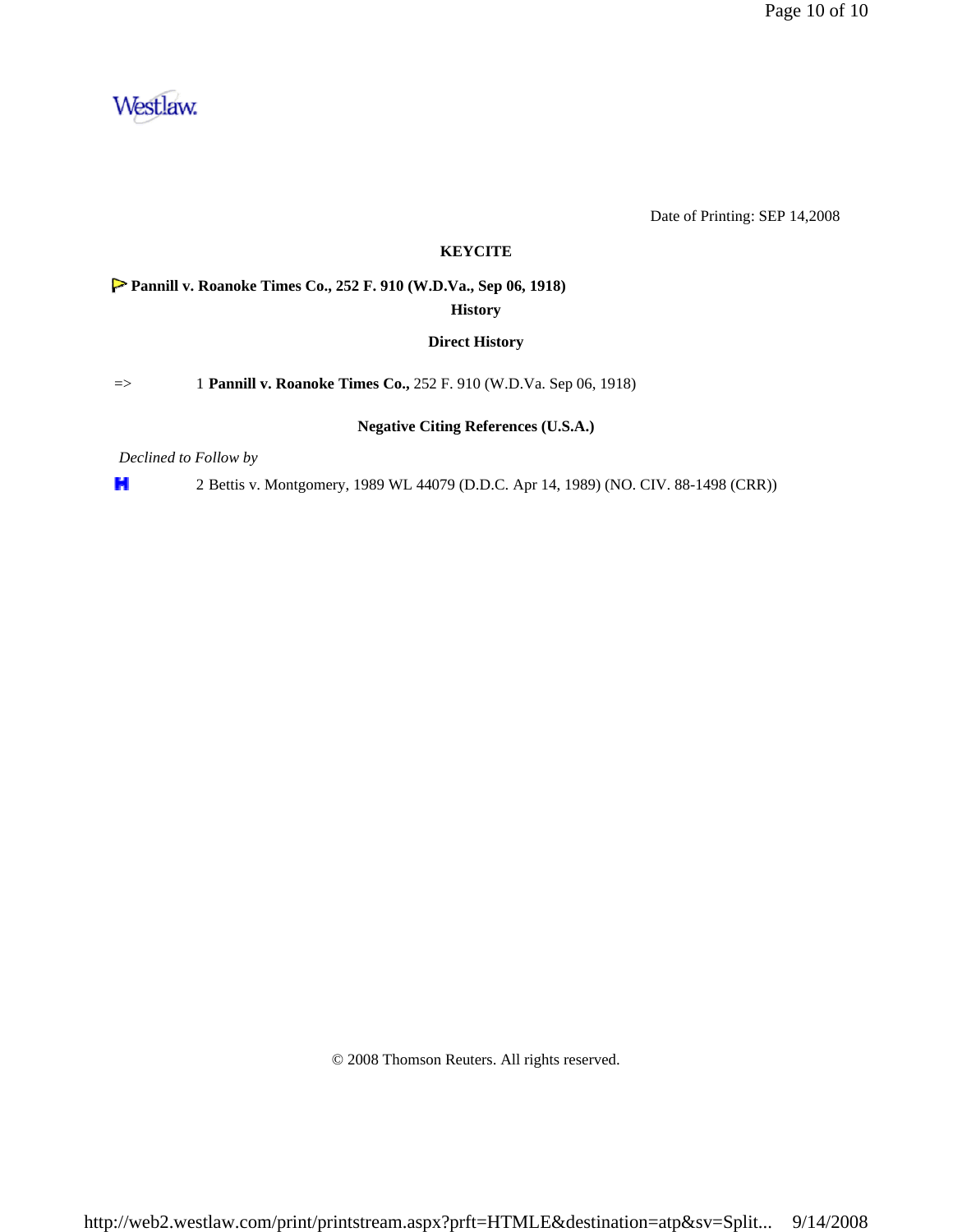Westlaw.

Date of Printing: SEP 14,2008

## KEYCITE

**Pannill v. Roanoke Times Co., 252 F. 910 (W.D.Va., Sep 06, 1918)**

### History

### Direct History

=> 1 **Pannill v. Roanoke Times Co.,** 252 F. 910 (W.D.Va. Sep 06, 1918)

### Negative Citing References (U.S.A.)

*Declined to Follow by*

H 2 Bettis v. Montgomery, 1989 WL 44079 (D.D.C. Apr 14, 1989) (NO. CIV. 88-1498 (CRR))

© 2008 Thomson Reuters. All rights reserved.